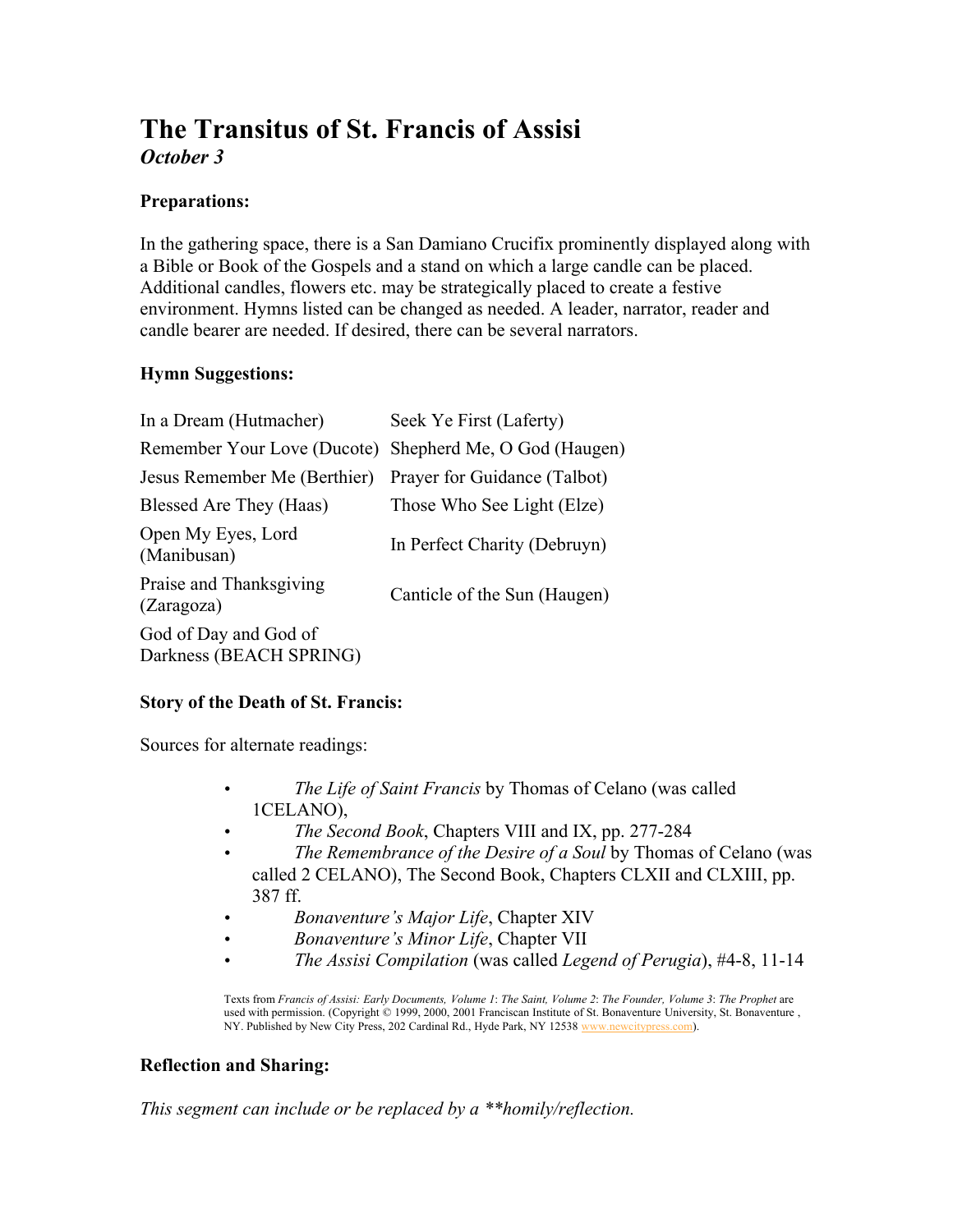# The Transitus of St. Francis of Assisi

***October 3***

**Preparations:**

In the gathering space, there is a San Damiano Crucifix prominently displayed along with a Bible or Book of the Gospels and a stand on which a large candle can be placed. Additional candles, flowers etc. may be strategically placed to create a festive environment. Hymns listed can be changed as needed. A leader, narrator, reader and candle bearer are needed. If desired, there can be several narrators.

**Hymn Suggestions:**

| | |
|---|---|
| In a Dream (Hutmacher) | Seek Ye First (Laferty) |
| Remember Your Love (Ducote) | Shepherd Me, O God (Haugen) |
| Jesus Remember Me (Berthier) | Prayer for Guidance (Talbot) |
| Blessed Are They (Haas) | Those Who See Light (Elze) |
| Open My Eyes, Lord (Manibusan) | In Perfect Charity (Debruyn) |
| Praise and Thanksgiving (Zaragoza) | Canticle of the Sun (Haugen) |
| God of Day and God of Darkness (BEACH SPRING) | |

**Story of the Death of St. Francis:**

Sources for alternate readings:

- *The Life of Saint Francis* by Thomas of Celano (was called 1CELANO),
- *The Second Book*, Chapters VIII and IX, pp. 277-284
- *The Remembrance of the Desire of a Soul* by Thomas of Celano (was called 2 CELANO), The Second Book, Chapters CLXII and CLXIII, pp. 387 ff.
- *Bonaventure's Major Life*, Chapter XIV
- *Bonaventure's Minor Life*, Chapter VII
- *The Assisi Compilation* (was called *Legend of Perugia*), #4-8, 11-14

Texts from *Francis of Assisi: Early Documents, Volume 1*: *The Saint, Volume 2*: *The Founder, Volume 3*: *The Prophet* are used with permission. (Copyright © 1999, 2000, 2001 Franciscan Institute of St. Bonaventure University, St. Bonaventure , NY. Published by New City Press, 202 Cardinal Rd., Hyde Park, NY 12538 www.newcitypress.com).

**Reflection and Sharing:**

*This segment can include or be replaced by a **homily/reflection.*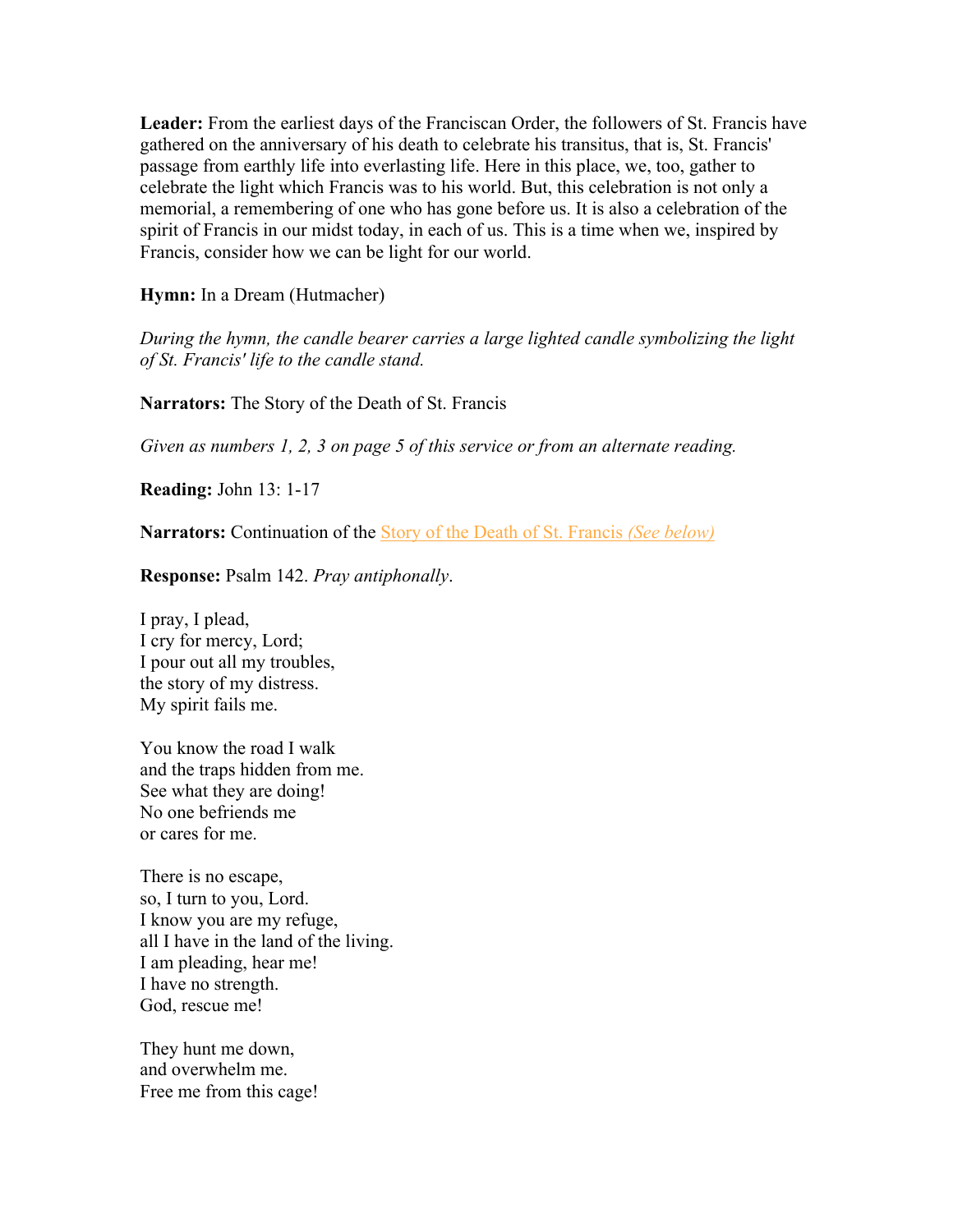**Leader:** From the earliest days of the Franciscan Order, the followers of St. Francis have gathered on the anniversary of his death to celebrate his transitus, that is, St. Francis' passage from earthly life into everlasting life. Here in this place, we, too, gather to celebrate the light which Francis was to his world. But, this celebration is not only a memorial, a remembering of one who has gone before us. It is also a celebration of the spirit of Francis in our midst today, in each of us. This is a time when we, inspired by Francis, consider how we can be light for our world.

**Hymn:** In a Dream (Hutmacher)

*During the hymn, the candle bearer carries a large lighted candle symbolizing the light of St. Francis' life to the candle stand.*

**Narrators:** The Story of the Death of St. Francis

*Given as numbers 1, 2, 3 on page 5 of this service or from an alternate reading.*

**Reading:** John 13: 1-17

**Narrators:** Continuation of the Story of the Death of St. Francis *(See below)*

**Response:** Psalm 142. *Pray antiphonally*.

I pray, I plead,
I cry for mercy, Lord;
I pour out all my troubles,
the story of my distress.
My spirit fails me.

You know the road I walk
and the traps hidden from me.
See what they are doing!
No one befriends me
or cares for me.

There is no escape,
so, I turn to you, Lord.
I know you are my refuge,
all I have in the land of the living.
I am pleading, hear me!
I have no strength.
God, rescue me!

They hunt me down,
and overwhelm me.
Free me from this cage!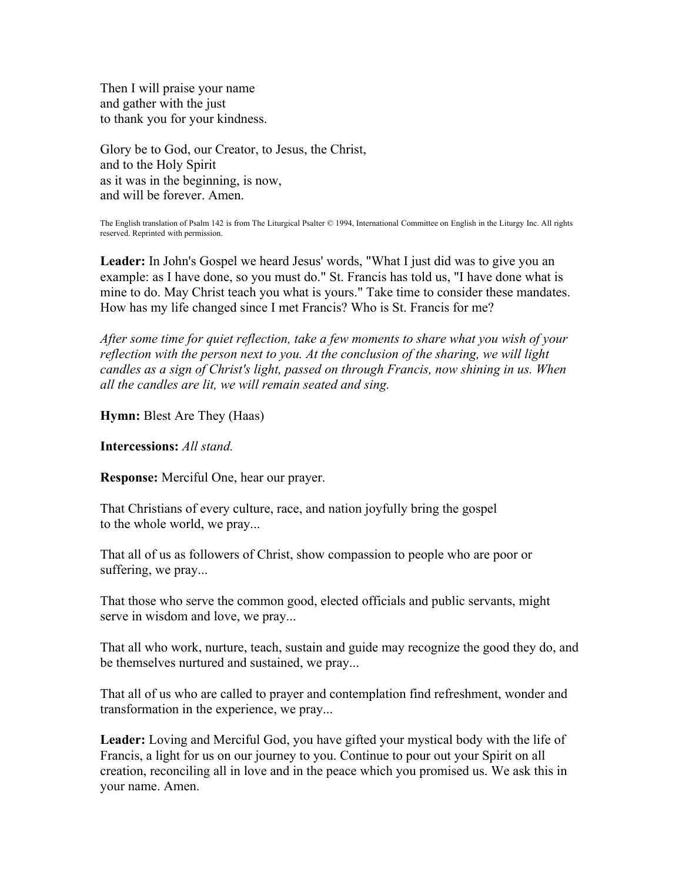Then I will praise your name
and gather with the just
to thank you for your kindness.

Glory be to God, our Creator, to Jesus, the Christ,
and to the Holy Spirit
as it was in the beginning, is now,
and will be forever. Amen.

The English translation of Psalm 142 is from The Liturgical Psalter © 1994, International Committee on English in the Liturgy Inc. All rights reserved. Reprinted with permission.

**Leader:** In John's Gospel we heard Jesus' words, "What I just did was to give you an example: as I have done, so you must do." St. Francis has told us, "I have done what is mine to do. May Christ teach you what is yours." Take time to consider these mandates. How has my life changed since I met Francis? Who is St. Francis for me?

*After some time for quiet reflection, take a few moments to share what you wish of your reflection with the person next to you. At the conclusion of the sharing, we will light candles as a sign of Christ's light, passed on through Francis, now shining in us. When all the candles are lit, we will remain seated and sing.*

**Hymn:** Blest Are They (Haas)

**Intercessions:** *All stand.*

**Response:** Merciful One, hear our prayer.

That Christians of every culture, race, and nation joyfully bring the gospel
to the whole world, we pray...

That all of us as followers of Christ, show compassion to people who are poor or suffering, we pray...

That those who serve the common good, elected officials and public servants, might serve in wisdom and love, we pray...

That all who work, nurture, teach, sustain and guide may recognize the good they do, and be themselves nurtured and sustained, we pray...

That all of us who are called to prayer and contemplation find refreshment, wonder and transformation in the experience, we pray...

**Leader:** Loving and Merciful God, you have gifted your mystical body with the life of Francis, a light for us on our journey to you. Continue to pour out your Spirit on all creation, reconciling all in love and in the peace which you promised us. We ask this in your name. Amen.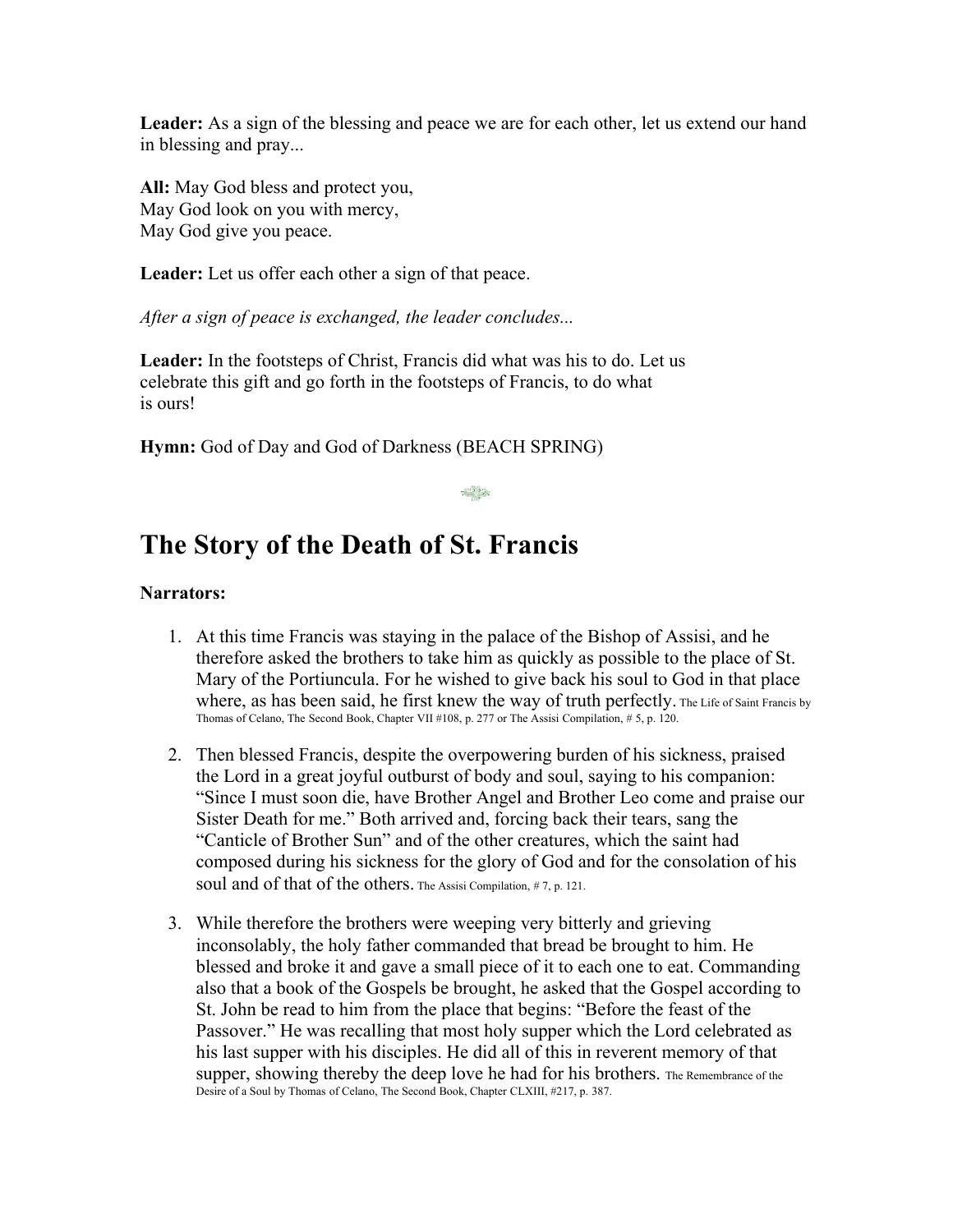**Leader:** As a sign of the blessing and peace we are for each other, let us extend our hand in blessing and pray...

**All:** May God bless and protect you,
May God look on you with mercy,
May God give you peace.

**Leader:** Let us offer each other a sign of that peace.

*After a sign of peace is exchanged, the leader concludes...*

**Leader:** In the footsteps of Christ, Francis did what was his to do. Let us celebrate this gift and go forth in the footsteps of Francis, to do what is ours!

**Hymn:** God of Day and God of Darkness (BEACH SPRING)

# The Story of the Death of St. Francis

**Narrators:**

1. At this time Francis was staying in the palace of the Bishop of Assisi, and he therefore asked the brothers to take him as quickly as possible to the place of St. Mary of the Portiuncula. For he wished to give back his soul to God in that place where, as has been said, he first knew the way of truth perfectly. The Life of Saint Francis by Thomas of Celano, The Second Book, Chapter VII #108, p. 277 or The Assisi Compilation, # 5, p. 120.

2. Then blessed Francis, despite the overpowering burden of his sickness, praised the Lord in a great joyful outburst of body and soul, saying to his companion: "Since I must soon die, have Brother Angel and Brother Leo come and praise our Sister Death for me." Both arrived and, forcing back their tears, sang the "Canticle of Brother Sun" and of the other creatures, which the saint had composed during his sickness for the glory of God and for the consolation of his soul and of that of the others. The Assisi Compilation, # 7, p. 121.

3. While therefore the brothers were weeping very bitterly and grieving inconsolably, the holy father commanded that bread be brought to him. He blessed and broke it and gave a small piece of it to each one to eat. Commanding also that a book of the Gospels be brought, he asked that the Gospel according to St. John be read to him from the place that begins: "Before the feast of the Passover." He was recalling that most holy supper which the Lord celebrated as his last supper with his disciples. He did all of this in reverent memory of that supper, showing thereby the deep love he had for his brothers. The Remembrance of the Desire of a Soul by Thomas of Celano, The Second Book, Chapter CLXIII, #217, p. 387.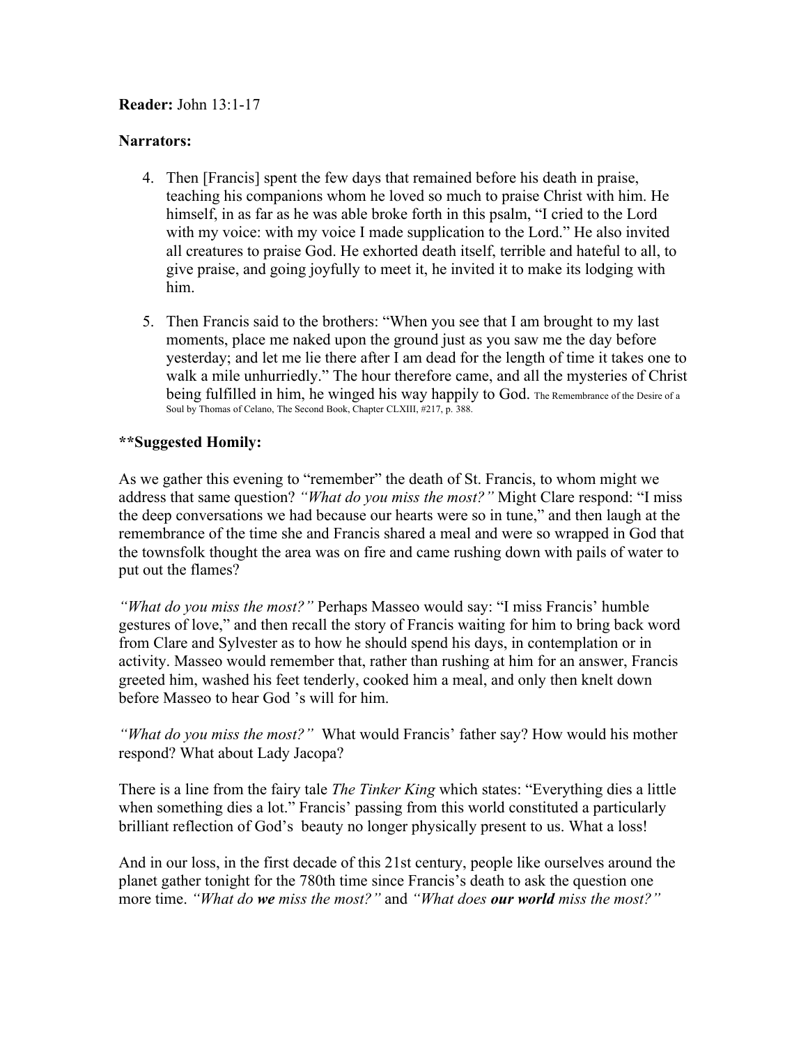**Reader:** John 13:1-17

**Narrators:**

4. Then [Francis] spent the few days that remained before his death in praise, teaching his companions whom he loved so much to praise Christ with him. He himself, in as far as he was able broke forth in this psalm, "I cried to the Lord with my voice: with my voice I made supplication to the Lord." He also invited all creatures to praise God. He exhorted death itself, terrible and hateful to all, to give praise, and going joyfully to meet it, he invited it to make its lodging with him.

5. Then Francis said to the brothers: "When you see that I am brought to my last moments, place me naked upon the ground just as you saw me the day before yesterday; and let me lie there after I am dead for the length of time it takes one to walk a mile unhurriedly." The hour therefore came, and all the mysteries of Christ being fulfilled in him, he winged his way happily to God. The Remembrance of the Desire of a Soul by Thomas of Celano, The Second Book, Chapter CLXIII, #217, p. 388.

**\*\*Suggested Homily:**

As we gather this evening to "remember" the death of St. Francis, to whom might we address that same question? *"What do you miss the most?"* Might Clare respond: "I miss the deep conversations we had because our hearts were so in tune," and then laugh at the remembrance of the time she and Francis shared a meal and were so wrapped in God that the townsfolk thought the area was on fire and came rushing down with pails of water to put out the flames?

*"What do you miss the most?"* Perhaps Masseo would say: "I miss Francis' humble gestures of love," and then recall the story of Francis waiting for him to bring back word from Clare and Sylvester as to how he should spend his days, in contemplation or in activity. Masseo would remember that, rather than rushing at him for an answer, Francis greeted him, washed his feet tenderly, cooked him a meal, and only then knelt down before Masseo to hear God 's will for him.

*"What do you miss the most?"* What would Francis' father say? How would his mother respond? What about Lady Jacopa?

There is a line from the fairy tale *The Tinker King* which states: "Everything dies a little when something dies a lot." Francis' passing from this world constituted a particularly brilliant reflection of God's beauty no longer physically present to us. What a loss!

And in our loss, in the first decade of this 21st century, people like ourselves around the planet gather tonight for the 780th time since Francis's death to ask the question one more time. *"What do **we** miss the most?"* and *"What does **our world** miss the most?"*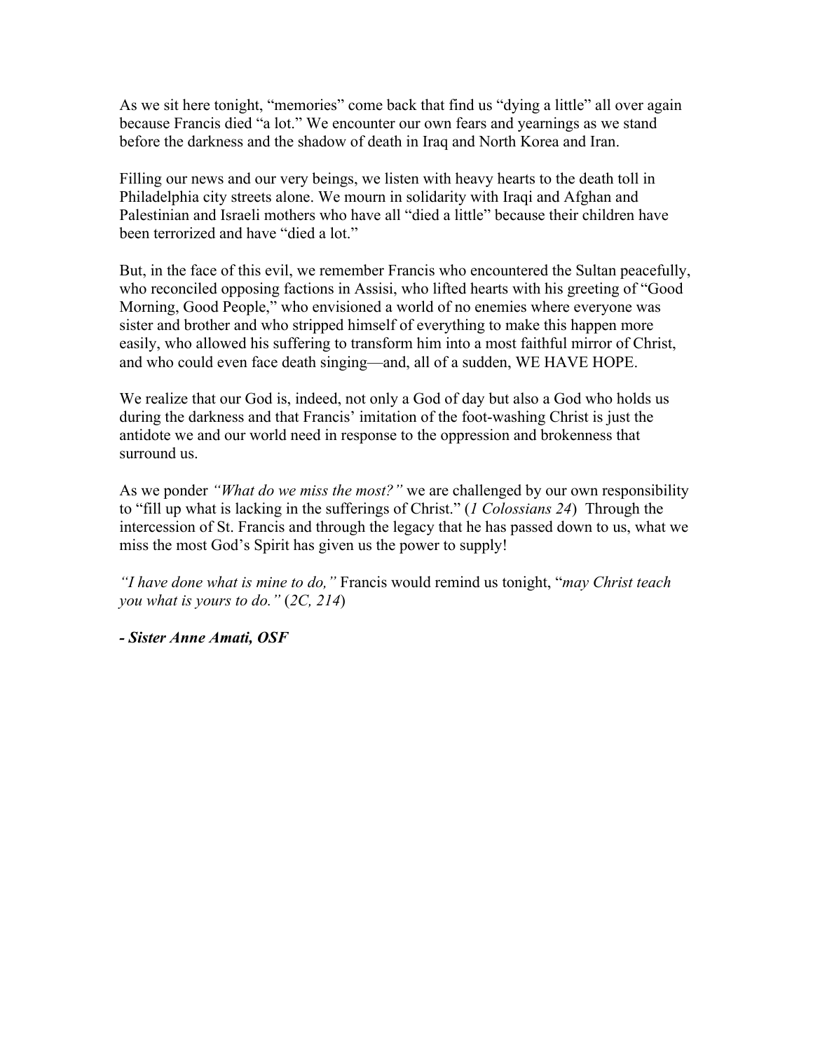As we sit here tonight, "memories" come back that find us "dying a little" all over again because Francis died "a lot." We encounter our own fears and yearnings as we stand before the darkness and the shadow of death in Iraq and North Korea and Iran.

Filling our news and our very beings, we listen with heavy hearts to the death toll in Philadelphia city streets alone. We mourn in solidarity with Iraqi and Afghan and Palestinian and Israeli mothers who have all "died a little" because their children have been terrorized and have "died a lot."

But, in the face of this evil, we remember Francis who encountered the Sultan peacefully, who reconciled opposing factions in Assisi, who lifted hearts with his greeting of "Good Morning, Good People," who envisioned a world of no enemies where everyone was sister and brother and who stripped himself of everything to make this happen more easily, who allowed his suffering to transform him into a most faithful mirror of Christ, and who could even face death singing—and, all of a sudden, WE HAVE HOPE.

We realize that our God is, indeed, not only a God of day but also a God who holds us during the darkness and that Francis' imitation of the foot-washing Christ is just the antidote we and our world need in response to the oppression and brokenness that surround us.

As we ponder *"What do we miss the most?"* we are challenged by our own responsibility to "fill up what is lacking in the sufferings of Christ." (*1 Colossians 24*) Through the intercession of St. Francis and through the legacy that he has passed down to us, what we miss the most God's Spirit has given us the power to supply!

*"I have done what is mine to do,"* Francis would remind us tonight, "*may Christ teach you what is yours to do."* (*2C, 214*)

***- Sister Anne Amati, OSF***